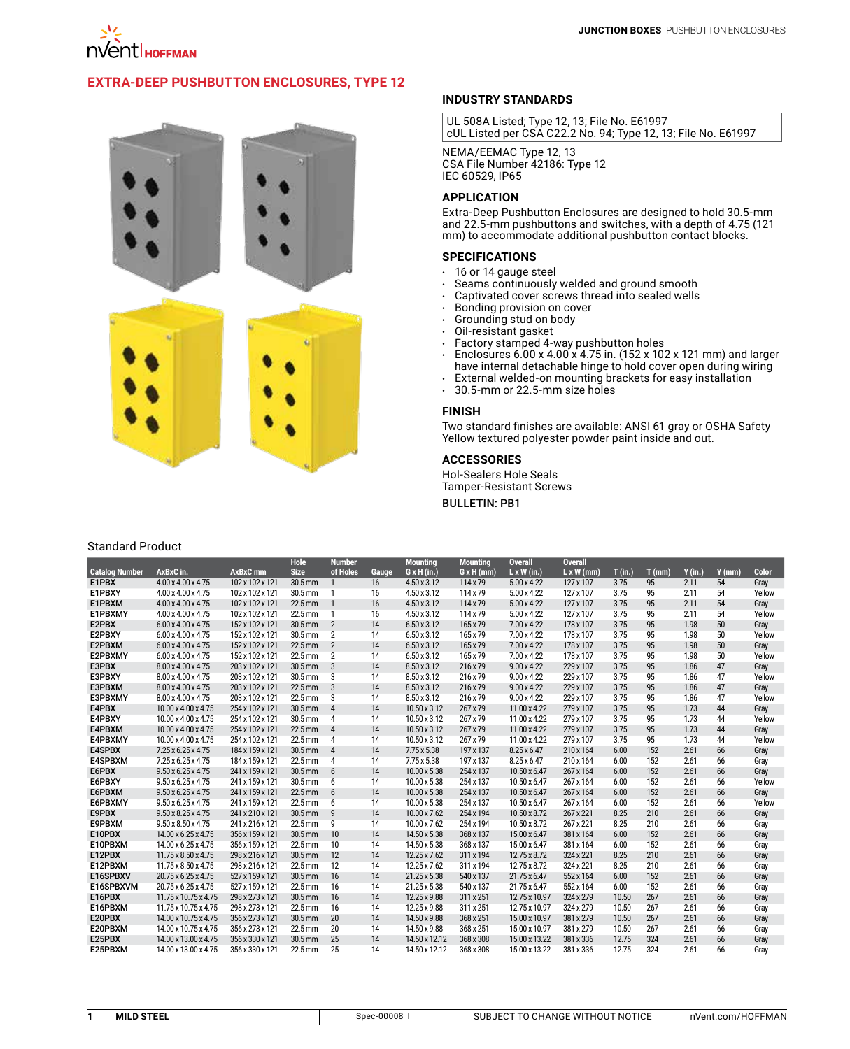# EXTRA-DEEP PUSHBUTTON ENCLOSURES, TYPE 12

## INDUSTRY STANDARDS

UL 508A Listed; Type 12, 13; File No. E61997
cUL Listed per CSA C22.2 No. 94; Type 12, 13; File No. E61997

NEMA/EEMAC Type 12, 13
CSA File Number 42186: Type 12
IEC 60529, IP65

## APPLICATION

Extra-Deep Pushbutton Enclosures are designed to hold 30.5-mm and 22.5-mm pushbuttons and switches, with a depth of 4.75 (121 mm) to accommodate additional pushbutton contact blocks.

## SPECIFICATIONS

- 16 or 14 gauge steel
- Seams continuously welded and ground smooth
- Captivated cover screws thread into sealed wells
- Bonding provision on cover
- Grounding stud on body
- Oil-resistant gasket
- Factory stamped 4-way pushbutton holes
- Enclosures 6.00 x 4.00 x 4.75 in. (152 x 102 x 121 mm) and larger have internal detachable hinge to hold cover open during wiring
- External welded-on mounting brackets for easy installation
- 30.5-mm or 22.5-mm size holes

## FINISH

Two standard finishes are available: ANSI 61 gray or OSHA Safety Yellow textured polyester powder paint inside and out.

## ACCESSORIES

Hol-Sealers Hole Seals
Tamper-Resistant Screws

BULLETIN: PB1

Standard Product

| Catalog Number | AxBxC in. | AxBxC mm | Hole Size | Number of Holes | Gauge | Mounting G x H (in.) | Mounting G x H (mm) | Overall L x W (in.) | Overall L x W (mm) | T (in.) | T (mm) | Y (in.) | Y (mm) | Color |
|---|---|---|---|---|---|---|---|---|---|---|---|---|---|---|
| E1PBX | 4.00 x 4.00 x 4.75 | 102 x 102 x 121 | 30.5 mm | 1 | 16 | 4.50 x 3.12 | 114 x 79 | 5.00 x 4.22 | 127 x 107 | 3.75 | 95 | 2.11 | 54 | Gray |
| E1PBXY | 4.00 x 4.00 x 4.75 | 102 x 102 x 121 | 30.5 mm | 1 | 16 | 4.50 x 3.12 | 114 x 79 | 5.00 x 4.22 | 127 x 107 | 3.75 | 95 | 2.11 | 54 | Yellow |
| E1PBXM | 4.00 x 4.00 x 4.75 | 102 x 102 x 121 | 22.5 mm | 1 | 16 | 4.50 x 3.12 | 114 x 79 | 5.00 x 4.22 | 127 x 107 | 3.75 | 95 | 2.11 | 54 | Gray |
| E1PBXMY | 4.00 x 4.00 x 4.75 | 102 x 102 x 121 | 22.5 mm | 1 | 16 | 4.50 x 3.12 | 114 x 79 | 5.00 x 4.22 | 127 x 107 | 3.75 | 95 | 2.11 | 54 | Yellow |
| E2PBX | 6.00 x 4.00 x 4.75 | 152 x 102 x 121 | 30.5 mm | 2 | 14 | 6.50 x 3.12 | 165 x 79 | 7.00 x 4.22 | 178 x 107 | 3.75 | 95 | 1.98 | 50 | Gray |
| E2PBXY | 6.00 x 4.00 x 4.75 | 152 x 102 x 121 | 30.5 mm | 2 | 14 | 6.50 x 3.12 | 165 x 79 | 7.00 x 4.22 | 178 x 107 | 3.75 | 95 | 1.98 | 50 | Yellow |
| E2PBXM | 6.00 x 4.00 x 4.75 | 152 x 102 x 121 | 22.5 mm | 2 | 14 | 6.50 x 3.12 | 165 x 79 | 7.00 x 4.22 | 178 x 107 | 3.75 | 95 | 1.98 | 50 | Gray |
| E2PBXMY | 6.00 x 4.00 x 4.75 | 152 x 102 x 121 | 22.5 mm | 2 | 14 | 6.50 x 3.12 | 165 x 79 | 7.00 x 4.22 | 178 x 107 | 3.75 | 95 | 1.98 | 50 | Yellow |
| E3PBX | 8.00 x 4.00 x 4.75 | 203 x 102 x 121 | 30.5 mm | 3 | 14 | 8.50 x 3.12 | 216 x 79 | 9.00 x 4.22 | 229 x 107 | 3.75 | 95 | 1.86 | 47 | Gray |
| E3PBXY | 8.00 x 4.00 x 4.75 | 203 x 102 x 121 | 30.5 mm | 3 | 14 | 8.50 x 3.12 | 216 x 79 | 9.00 x 4.22 | 229 x 107 | 3.75 | 95 | 1.86 | 47 | Yellow |
| E3PBXM | 8.00 x 4.00 x 4.75 | 203 x 102 x 121 | 22.5 mm | 3 | 14 | 8.50 x 3.12 | 216 x 79 | 9.00 x 4.22 | 229 x 107 | 3.75 | 95 | 1.86 | 47 | Gray |
| E3PBXMY | 8.00 x 4.00 x 4.75 | 203 x 102 x 121 | 22.5 mm | 3 | 14 | 8.50 x 3.12 | 216 x 79 | 9.00 x 4.22 | 229 x 107 | 3.75 | 95 | 1.86 | 47 | Yellow |
| E4PBX | 10.00 x 4.00 x 4.75 | 254 x 102 x 121 | 30.5 mm | 4 | 14 | 10.50 x 3.12 | 267 x 79 | 11.00 x 4.22 | 279 x 107 | 3.75 | 95 | 1.73 | 44 | Gray |
| E4PBXY | 10.00 x 4.00 x 4.75 | 254 x 102 x 121 | 30.5 mm | 4 | 14 | 10.50 x 3.12 | 267 x 79 | 11.00 x 4.22 | 279 x 107 | 3.75 | 95 | 1.73 | 44 | Yellow |
| E4PBXM | 10.00 x 4.00 x 4.75 | 254 x 102 x 121 | 22.5 mm | 4 | 14 | 10.50 x 3.12 | 267 x 79 | 11.00 x 4.22 | 279 x 107 | 3.75 | 95 | 1.73 | 44 | Gray |
| E4PBXMY | 10.00 x 4.00 x 4.75 | 254 x 102 x 121 | 22.5 mm | 4 | 14 | 10.50 x 3.12 | 267 x 79 | 11.00 x 4.22 | 279 x 107 | 3.75 | 95 | 1.73 | 44 | Yellow |
| E4SPBX | 7.25 x 6.25 x 4.75 | 184 x 159 x 121 | 30.5 mm | 4 | 14 | 7.75 x 5.38 | 197 x 137 | 8.25 x 6.47 | 210 x 164 | 6.00 | 152 | 2.61 | 66 | Gray |
| E4SPBXM | 7.25 x 6.25 x 4.75 | 184 x 159 x 121 | 22.5 mm | 4 | 14 | 7.75 x 5.38 | 197 x 137 | 8.25 x 6.47 | 210 x 164 | 6.00 | 152 | 2.61 | 66 | Gray |
| E6PBX | 9.50 x 6.25 x 4.75 | 241 x 159 x 121 | 30.5 mm | 6 | 14 | 10.00 x 5.38 | 254 x 137 | 10.50 x 6.47 | 267 x 164 | 6.00 | 152 | 2.61 | 66 | Gray |
| E6PBXY | 9.50 x 6.25 x 4.75 | 241 x 159 x 121 | 30.5 mm | 6 | 14 | 10.00 x 5.38 | 254 x 137 | 10.50 x 6.47 | 267 x 164 | 6.00 | 152 | 2.61 | 66 | Yellow |
| E6PBXM | 9.50 x 6.25 x 4.75 | 241 x 159 x 121 | 22.5 mm | 6 | 14 | 10.00 x 5.38 | 254 x 137 | 10.50 x 6.47 | 267 x 164 | 6.00 | 152 | 2.61 | 66 | Gray |
| E6PBXMY | 9.50 x 6.25 x 4.75 | 241 x 159 x 121 | 22.5 mm | 6 | 14 | 10.00 x 5.38 | 254 x 137 | 10.50 x 6.47 | 267 x 164 | 6.00 | 152 | 2.61 | 66 | Yellow |
| E9PBX | 9.50 x 8.25 x 4.75 | 241 x 210 x 121 | 30.5 mm | 9 | 14 | 10.00 x 7.62 | 254 x 194 | 10.50 x 8.72 | 267 x 221 | 8.25 | 210 | 2.61 | 66 | Gray |
| E9PBXM | 9.50 x 8.50 x 4.75 | 241 x 216 x 121 | 22.5 mm | 9 | 14 | 10.00 x 7.62 | 254 x 194 | 10.50 x 8.72 | 267 x 221 | 8.25 | 210 | 2.61 | 66 | Gray |
| E10PBX | 14.00 x 6.25 x 4.75 | 356 x 159 x 121 | 30.5 mm | 10 | 14 | 14.50 x 5.38 | 368 x 137 | 15.00 x 6.47 | 381 x 164 | 6.00 | 152 | 2.61 | 66 | Gray |
| E10PBXM | 14.00 x 6.25 x 4.75 | 356 x 159 x 121 | 22.5 mm | 10 | 14 | 14.50 x 5.38 | 368 x 137 | 15.00 x 6.47 | 381 x 164 | 6.00 | 152 | 2.61 | 66 | Gray |
| E12PBX | 11.75 x 8.50 x 4.75 | 298 x 216 x 121 | 30.5 mm | 12 | 14 | 12.25 x 7.62 | 311 x 194 | 12.75 x 8.72 | 324 x 221 | 8.25 | 210 | 2.61 | 66 | Gray |
| E12PBXM | 11.75 x 8.50 x 4.75 | 298 x 216 x 121 | 22.5 mm | 12 | 14 | 12.25 x 7.62 | 311 x 194 | 12.75 x 8.72 | 324 x 221 | 8.25 | 210 | 2.61 | 66 | Gray |
| E16SPBXV | 20.75 x 6.25 x 4.75 | 527 x 159 x 121 | 30.5 mm | 16 | 14 | 21.25 x 5.38 | 540 x 137 | 21.75 x 6.47 | 552 x 164 | 6.00 | 152 | 2.61 | 66 | Gray |
| E16SPBXVM | 20.75 x 6.25 x 4.75 | 527 x 159 x 121 | 22.5 mm | 16 | 14 | 21.25 x 5.38 | 540 x 137 | 21.75 x 6.47 | 552 x 164 | 6.00 | 152 | 2.61 | 66 | Gray |
| E16PBX | 11.75 x 10.75 x 4.75 | 298 x 273 x 121 | 30.5 mm | 16 | 14 | 12.25 x 9.88 | 311 x 251 | 12.75 x 10.97 | 324 x 279 | 10.50 | 267 | 2.61 | 66 | Gray |
| E16PBXM | 11.75 x 10.75 x 4.75 | 298 x 273 x 121 | 22.5 mm | 16 | 14 | 12.25 x 9.88 | 311 x 251 | 12.75 x 10.97 | 324 x 279 | 10.50 | 267 | 2.61 | 66 | Gray |
| E20PBX | 14.00 x 10.75 x 4.75 | 356 x 273 x 121 | 30.5 mm | 20 | 14 | 14.50 x 9.88 | 368 x 251 | 15.00 x 10.97 | 381 x 279 | 10.50 | 267 | 2.61 | 66 | Gray |
| E20PBXM | 14.00 x 10.75 x 4.75 | 356 x 273 x 121 | 22.5 mm | 20 | 14 | 14.50 x 9.88 | 368 x 251 | 15.00 x 10.97 | 381 x 279 | 10.50 | 267 | 2.61 | 66 | Gray |
| E25PBX | 14.00 x 13.00 x 4.75 | 356 x 330 x 121 | 30.5 mm | 25 | 14 | 14.50 x 12.12 | 368 x 308 | 15.00 x 13.22 | 381 x 336 | 12.75 | 324 | 2.61 | 66 | Gray |
| E25PBXM | 14.00 x 13.00 x 4.75 | 356 x 330 x 121 | 22.5 mm | 25 | 14 | 14.50 x 12.12 | 368 x 308 | 15.00 x 13.22 | 381 x 336 | 12.75 | 324 | 2.61 | 66 | Gray |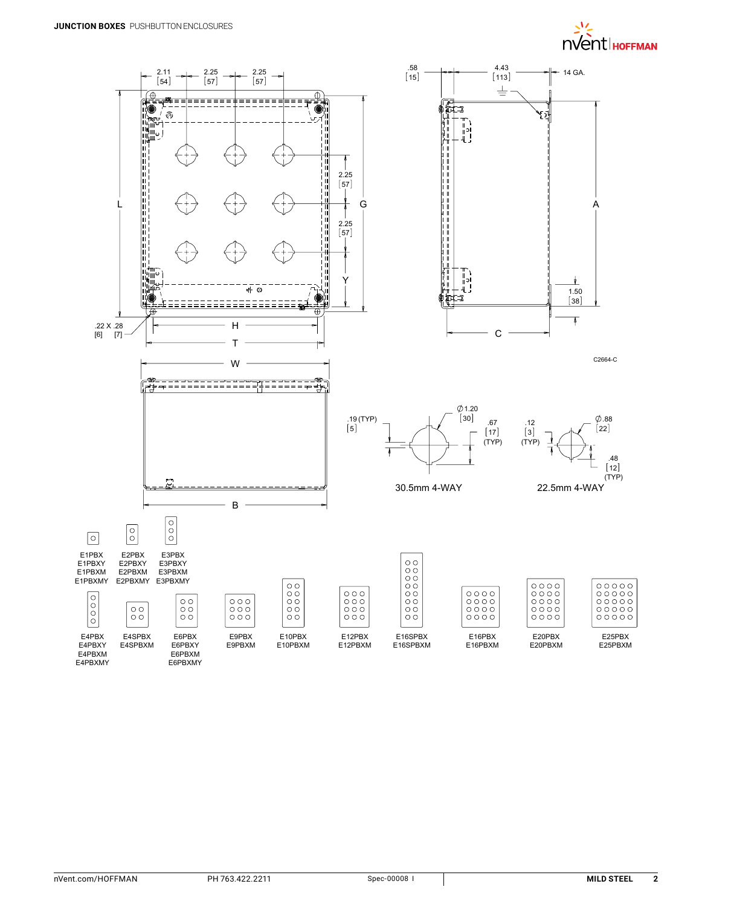2.11 [54]
2.25 [57]
2.25 [57]

2.25 [57]
2.25 [57]

L
G
Y
H
T
.22 X .28 [6] [7]

.58 [15]
4.43 [113]
14 GA.
A
1.50 [38]
C

C2664-C

W
B

Ø1.20 [30]
.19 (TYP) [5]
.67 [17] (TYP)
30.5mm 4-WAY

Ø.88 [22]
.12 [3] (TYP)
.48 [12] (TYP)
22.5mm 4-WAY

E1PBX
E1PBXY
E1PBXM
E1PBXMY

E2PBX
E2PBXY
E2PBXM
E2PBXMY

E3PBX
E3PBXY
E3PBXM
E3PBXMY

E4PBX
E4PBXY
E4PBXM
E4PBXMY

E4SPBX
E4SPBXM

E6PBX
E6PBXY
E6PBXM
E6PBXMY

E9PBX
E9PBXM

E10PBX
E10PBXM

E12PBX
E12PBXM

E16SPBX
E16SPBXM

E16PBX
E16PBXM

E20PBX
E20PBXM

E25PBX
E25PBXM